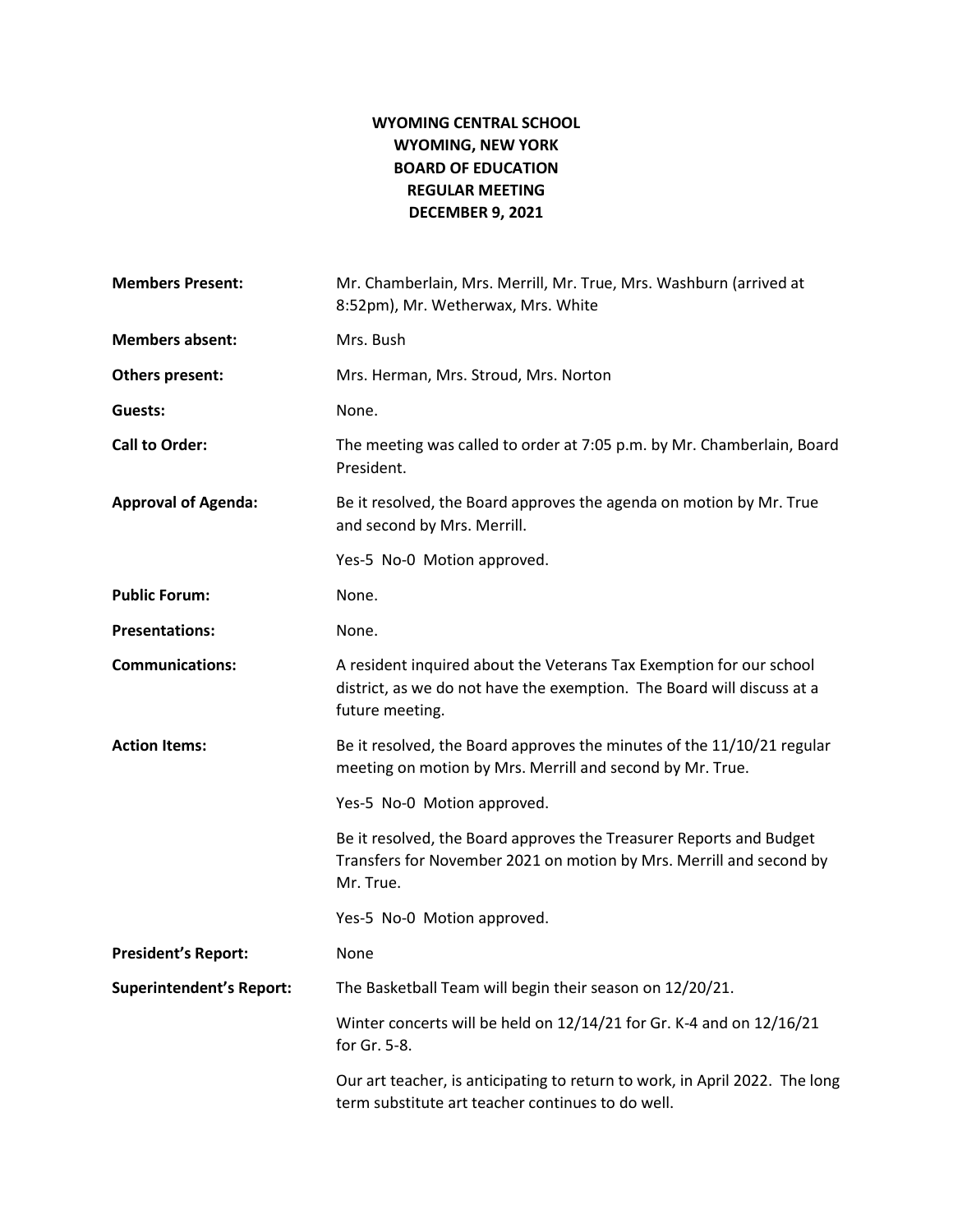# WYOMING CENTRAL SCHOOL
## WYOMING, NEW YORK
## BOARD OF EDUCATION
## REGULAR MEETING
## DECEMBER 9, 2021

**Members Present:** Mr. Chamberlain, Mrs. Merrill, Mr. True, Mrs. Washburn (arrived at 8:52pm), Mr. Wetherwax, Mrs. White

**Members absent:** Mrs. Bush

**Others present:** Mrs. Herman, Mrs. Stroud, Mrs. Norton

**Guests:** None.

**Call to Order:** The meeting was called to order at 7:05 p.m. by Mr. Chamberlain, Board President.

**Approval of Agenda:** Be it resolved, the Board approves the agenda on motion by Mr. True and second by Mrs. Merrill.

Yes-5 No-0 Motion approved.

**Public Forum:** None.

**Presentations:** None.

**Communications:** A resident inquired about the Veterans Tax Exemption for our school district, as we do not have the exemption. The Board will discuss at a future meeting.

**Action Items:** Be it resolved, the Board approves the minutes of the 11/10/21 regular meeting on motion by Mrs. Merrill and second by Mr. True.

Yes-5 No-0 Motion approved.

Be it resolved, the Board approves the Treasurer Reports and Budget Transfers for November 2021 on motion by Mrs. Merrill and second by Mr. True.

Yes-5 No-0 Motion approved.

**President's Report:** None

**Superintendent's Report:** The Basketball Team will begin their season on 12/20/21.

Winter concerts will be held on 12/14/21 for Gr. K-4 and on 12/16/21 for Gr. 5-8.

Our art teacher, is anticipating to return to work, in April 2022. The long term substitute art teacher continues to do well.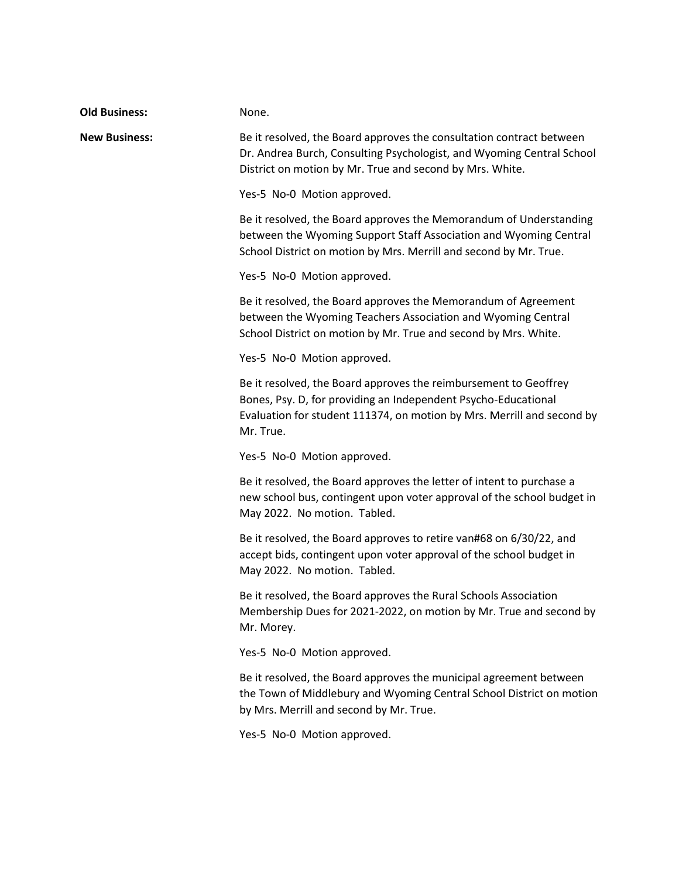**Old Business:** None.

**New Business:**

Be it resolved, the Board approves the consultation contract between Dr. Andrea Burch, Consulting Psychologist, and Wyoming Central School District on motion by Mr. True and second by Mrs. White.

Yes-5 No-0 Motion approved.

Be it resolved, the Board approves the Memorandum of Understanding between the Wyoming Support Staff Association and Wyoming Central School District on motion by Mrs. Merrill and second by Mr. True.

Yes-5 No-0 Motion approved.

Be it resolved, the Board approves the Memorandum of Agreement between the Wyoming Teachers Association and Wyoming Central School District on motion by Mr. True and second by Mrs. White.

Yes-5 No-0 Motion approved.

Be it resolved, the Board approves the reimbursement to Geoffrey Bones, Psy. D, for providing an Independent Psycho-Educational Evaluation for student 111374, on motion by Mrs. Merrill and second by Mr. True.

Yes-5 No-0 Motion approved.

Be it resolved, the Board approves the letter of intent to purchase a new school bus, contingent upon voter approval of the school budget in May 2022. No motion. Tabled.

Be it resolved, the Board approves to retire van#68 on 6/30/22, and accept bids, contingent upon voter approval of the school budget in May 2022. No motion. Tabled.

Be it resolved, the Board approves the Rural Schools Association Membership Dues for 2021-2022, on motion by Mr. True and second by Mr. Morey.

Yes-5 No-0 Motion approved.

Be it resolved, the Board approves the municipal agreement between the Town of Middlebury and Wyoming Central School District on motion by Mrs. Merrill and second by Mr. True.

Yes-5 No-0 Motion approved.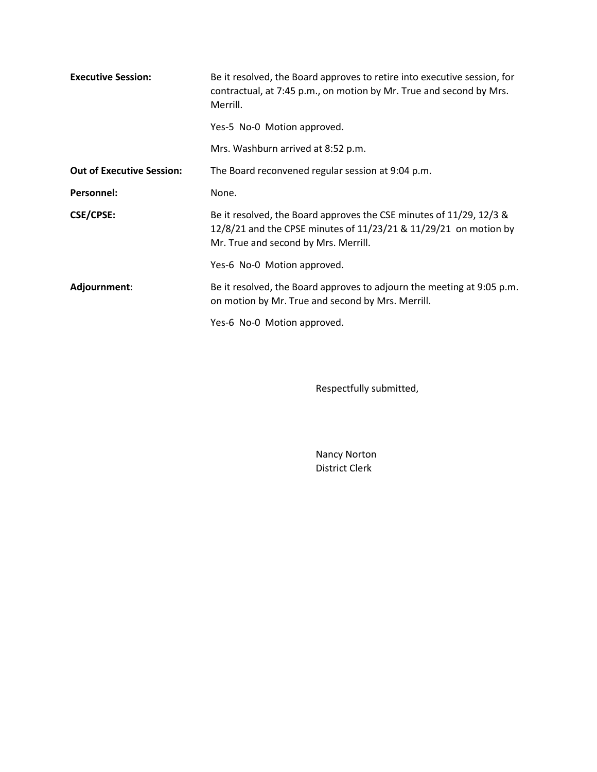**Executive Session:** Be it resolved, the Board approves to retire into executive session, for contractual, at 7:45 p.m., on motion by Mr. True and second by Mrs. Merrill.

Yes-5 No-0 Motion approved.

Mrs. Washburn arrived at 8:52 p.m.

**Out of Executive Session:** The Board reconvened regular session at 9:04 p.m.

**Personnel:** None.

**CSE/CPSE:** Be it resolved, the Board approves the CSE minutes of 11/29, 12/3 & 12/8/21 and the CPSE minutes of 11/23/21 & 11/29/21 on motion by Mr. True and second by Mrs. Merrill.

Yes-6 No-0 Motion approved.

**Adjournment**: Be it resolved, the Board approves to adjourn the meeting at 9:05 p.m. on motion by Mr. True and second by Mrs. Merrill.

Yes-6 No-0 Motion approved.

Respectfully submitted,

Nancy Norton
District Clerk